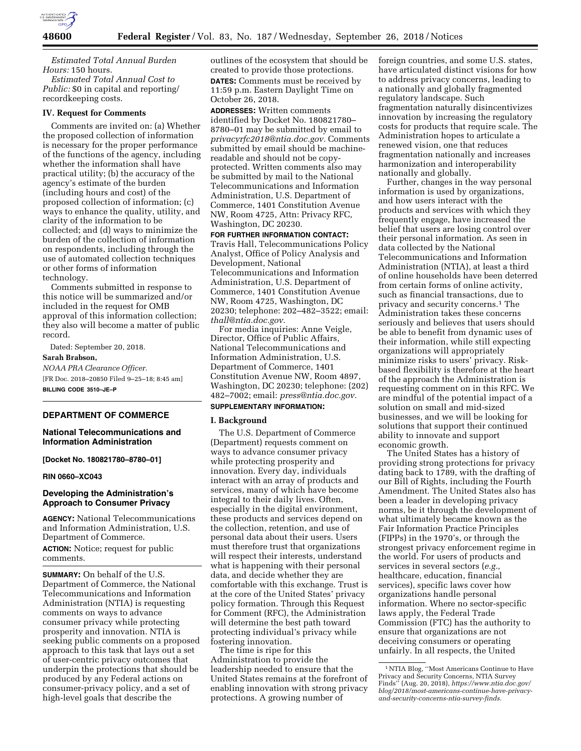*Estimated Total Annual Burden Hours:* 150 hours.

*Estimated Total Annual Cost to Public:* $0 in capital and reporting/recordkeeping costs.

## IV. Request for Comments

Comments are invited on: (a) Whether the proposed collection of information is necessary for the proper performance of the functions of the agency, including whether the information shall have practical utility; (b) the accuracy of the agency's estimate of the burden (including hours and cost) of the proposed collection of information; (c) ways to enhance the quality, utility, and clarity of the information to be collected; and (d) ways to minimize the burden of the collection of information on respondents, including through the use of automated collection techniques or other forms of information technology.

Comments submitted in response to this notice will be summarized and/or included in the request for OMB approval of this information collection; they also will become a matter of public record.

Dated: September 20, 2018.

**Sarah Brabson,**

*NOAA PRA Clearance Officer.*

[FR Doc. 2018–20850 Filed 9–25–18; 8:45 am]

**BILLING CODE 3510–JE–P**

---

# DEPARTMENT OF COMMERCE

## National Telecommunications and Information Administration

**[Docket No. 180821780–8780–01]**

**RIN 0660–XC043**

## Developing the Administration's Approach to Consumer Privacy

**AGENCY:** National Telecommunications and Information Administration, U.S. Department of Commerce.

**ACTION:** Notice; request for public comments.

**SUMMARY:** On behalf of the U.S. Department of Commerce, the National Telecommunications and Information Administration (NTIA) is requesting comments on ways to advance consumer privacy while protecting prosperity and innovation. NTIA is seeking public comments on a proposed approach to this task that lays out a set of user-centric privacy outcomes that underpin the protections that should be produced by any Federal actions on consumer-privacy policy, and a set of high-level goals that describe the outlines of the ecosystem that should be created to provide those protections.

**DATES:** Comments must be received by 11:59 p.m. Eastern Daylight Time on October 26, 2018.

**ADDRESSES:** Written comments identified by Docket No. 180821780–8780–01 may be submitted by email to *privacyrfc2018@ntia.doc.gov.* Comments submitted by email should be machine-readable and should not be copy-protected. Written comments also may be submitted by mail to the National Telecommunications and Information Administration, U.S. Department of Commerce, 1401 Constitution Avenue NW, Room 4725, Attn: Privacy RFC, Washington, DC 20230.

**FOR FURTHER INFORMATION CONTACT:** Travis Hall, Telecommunications Policy Analyst, Office of Policy Analysis and Development, National Telecommunications and Information Administration, U.S. Department of Commerce, 1401 Constitution Avenue NW, Room 4725, Washington, DC 20230; telephone: 202–482–3522; email: *thall@ntia.doc.gov.*

For media inquiries: Anne Veigle, Director, Office of Public Affairs, National Telecommunications and Information Administration, U.S. Department of Commerce, 1401 Constitution Avenue NW, Room 4897, Washington, DC 20230; telephone: (202) 482–7002; email: *press@ntia.doc.gov.*

**SUPPLEMENTARY INFORMATION:**

## I. Background

The U.S. Department of Commerce (Department) requests comment on ways to advance consumer privacy while protecting prosperity and innovation. Every day, individuals interact with an array of products and services, many of which have become integral to their daily lives. Often, especially in the digital environment, these products and services depend on the collection, retention, and use of personal data about their users. Users must therefore trust that organizations will respect their interests, understand what is happening with their personal data, and decide whether they are comfortable with this exchange. Trust is at the core of the United States' privacy policy formation. Through this Request for Comment (RFC), the Administration will determine the best path toward protecting individual's privacy while fostering innovation.

The time is ripe for this Administration to provide the leadership needed to ensure that the United States remains at the forefront of enabling innovation with strong privacy protections. A growing number of foreign countries, and some U.S. states, have articulated distinct visions for how to address privacy concerns, leading to a nationally and globally fragmented regulatory landscape. Such fragmentation naturally disincentivizes innovation by increasing the regulatory costs for products that require scale. The Administration hopes to articulate a renewed vision, one that reduces fragmentation nationally and increases harmonization and interoperability nationally and globally.

Further, changes in the way personal information is used by organizations, and how users interact with the products and services with which they frequently engage, have increased the belief that users are losing control over their personal information. As seen in data collected by the National Telecommunications and Information Administration (NTIA), at least a third of online households have been deterred from certain forms of online activity, such as financial transactions, due to privacy and security concerns.[1] The Administration takes these concerns seriously and believes that users should be able to benefit from dynamic uses of their information, while still expecting organizations will appropriately minimize risks to users' privacy. Risk-based flexibility is therefore at the heart of the approach the Administration is requesting comment on in this RFC. We are mindful of the potential impact of a solution on small and mid-sized businesses, and we will be looking for solutions that support their continued ability to innovate and support economic growth.

The United States has a history of providing strong protections for privacy dating back to 1789, with the drafting of our Bill of Rights, including the Fourth Amendment. The United States also has been a leader in developing privacy norms, be it through the development of what ultimately became known as the Fair Information Practice Principles (FIPPs) in the 1970's, or through the strongest privacy enforcement regime in the world. For users of products and services in several sectors (*e.g.,* healthcare, education, financial services), specific laws cover how organizations handle personal information. Where no sector-specific laws apply, the Federal Trade Commission (FTC) has the authority to ensure that organizations are not deceiving consumers or operating unfairly. In all respects, the United

[1] NTIA Blog, "Most Americans Continue to Have Privacy and Security Concerns, NTIA Survey Finds" (Aug. 20, 2018), *https://www.ntia.doc.gov/blog/2018/most-americans-continue-have-privacy-and-security-concerns-ntia-survey-finds.*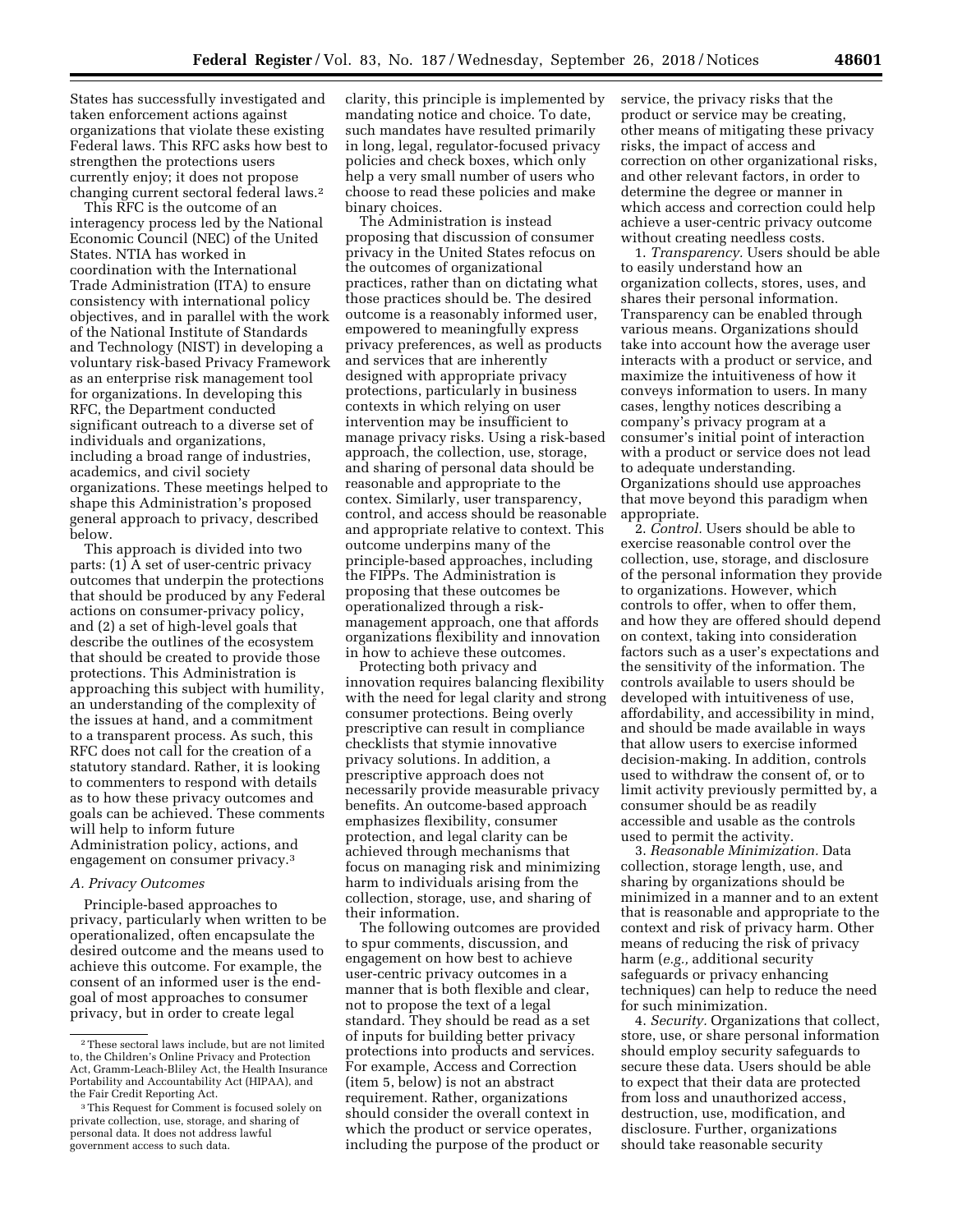States has successfully investigated and taken enforcement actions against organizations that violate these existing Federal laws. This RFC asks how best to strengthen the protections users currently enjoy; it does not propose changing current sectoral federal laws.[2]

This RFC is the outcome of an interagency process led by the National Economic Council (NEC) of the United States. NTIA has worked in coordination with the International Trade Administration (ITA) to ensure consistency with international policy objectives, and in parallel with the work of the National Institute of Standards and Technology (NIST) in developing a voluntary risk-based Privacy Framework as an enterprise risk management tool for organizations. In developing this RFC, the Department conducted significant outreach to a diverse set of individuals and organizations, including a broad range of industries, academics, and civil society organizations. These meetings helped to shape this Administration's proposed general approach to privacy, described below.

This approach is divided into two parts: (1) A set of user-centric privacy outcomes that underpin the protections that should be produced by any Federal actions on consumer-privacy policy, and (2) a set of high-level goals that describe the outlines of the ecosystem that should be created to provide those protections. This Administration is approaching this subject with humility, an understanding of the complexity of the issues at hand, and a commitment to a transparent process. As such, this RFC does not call for the creation of a statutory standard. Rather, it is looking to commenters to respond with details as to how these privacy outcomes and goals can be achieved. These comments will help to inform future Administration policy, actions, and engagement on consumer privacy.[3]

### A. Privacy Outcomes

Principle-based approaches to privacy, particularly when written to be operationalized, often encapsulate the desired outcome and the means used to achieve this outcome. For example, the consent of an informed user is the end-goal of most approaches to consumer privacy, but in order to create legal clarity, this principle is implemented by mandating notice and choice. To date, such mandates have resulted primarily in long, legal, regulator-focused privacy policies and check boxes, which only help a very small number of users who choose to read these policies and make binary choices.

The Administration is instead proposing that discussion of consumer privacy in the United States refocus on the outcomes of organizational practices, rather than on dictating what those practices should be. The desired outcome is a reasonably informed user, empowered to meaningfully express privacy preferences, as well as products and services that are inherently designed with appropriate privacy protections, particularly in business contexts in which relying on user intervention may be insufficient to manage privacy risks. Using a risk-based approach, the collection, use, storage, and sharing of personal data should be reasonable and appropriate to the contex. Similarly, user transparency, control, and access should be reasonable and appropriate relative to context. This outcome underpins many of the principle-based approaches, including the FIPPs. The Administration is proposing that these outcomes be operationalized through a risk-management approach, one that affords organizations flexibility and innovation in how to achieve these outcomes.

Protecting both privacy and innovation requires balancing flexibility with the need for legal clarity and strong consumer protections. Being overly prescriptive can result in compliance checklists that stymie innovative privacy solutions. In addition, a prescriptive approach does not necessarily provide measurable privacy benefits. An outcome-based approach emphasizes flexibility, consumer protection, and legal clarity can be achieved through mechanisms that focus on managing risk and minimizing harm to individuals arising from the collection, storage, use, and sharing of their information.

The following outcomes are provided to spur comments, discussion, and engagement on how best to achieve user-centric privacy outcomes in a manner that is both flexible and clear, not to propose the text of a legal standard. They should be read as a set of inputs for building better privacy protections into products and services. For example, Access and Correction (item 5, below) is not an abstract requirement. Rather, organizations should consider the overall context in which the product or service operates, including the purpose of the product or service, the privacy risks that the product or service may be creating, other means of mitigating these privacy risks, the impact of access and correction on other organizational risks, and other relevant factors, in order to determine the degree or manner in which access and correction could help achieve a user-centric privacy outcome without creating needless costs.

1. *Transparency.* Users should be able to easily understand how an organization collects, stores, uses, and shares their personal information. Transparency can be enabled through various means. Organizations should take into account how the average user interacts with a product or service, and maximize the intuitiveness of how it conveys information to users. In many cases, lengthy notices describing a company's privacy program at a consumer's initial point of interaction with a product or service does not lead to adequate understanding. Organizations should use approaches that move beyond this paradigm when appropriate.

2. *Control.* Users should be able to exercise reasonable control over the collection, use, storage, and disclosure of the personal information they provide to organizations. However, which controls to offer, when to offer them, and how they are offered should depend on context, taking into consideration factors such as a user's expectations and the sensitivity of the information. The controls available to users should be developed with intuitiveness of use, affordability, and accessibility in mind, and should be made available in ways that allow users to exercise informed decision-making. In addition, controls used to withdraw the consent of, or to limit activity previously permitted by, a consumer should be as readily accessible and usable as the controls used to permit the activity.

3. *Reasonable Minimization.* Data collection, storage length, use, and sharing by organizations should be minimized in a manner and to an extent that is reasonable and appropriate to the context and risk of privacy harm. Other means of reducing the risk of privacy harm (*e.g.,* additional security safeguards or privacy enhancing techniques) can help to reduce the need for such minimization.

4. *Security.* Organizations that collect, store, use, or share personal information should employ security safeguards to secure these data. Users should be able to expect that their data are protected from loss and unauthorized access, destruction, use, modification, and disclosure. Further, organizations should take reasonable security

---

[2] These sectoral laws include, but are not limited to, the Children's Online Privacy and Protection Act, Gramm-Leach-Bliley Act, the Health Insurance Portability and Accountability Act (HIPAA), and the Fair Credit Reporting Act.

[3] This Request for Comment is focused solely on private collection, use, storage, and sharing of personal data. It does not address lawful government access to such data.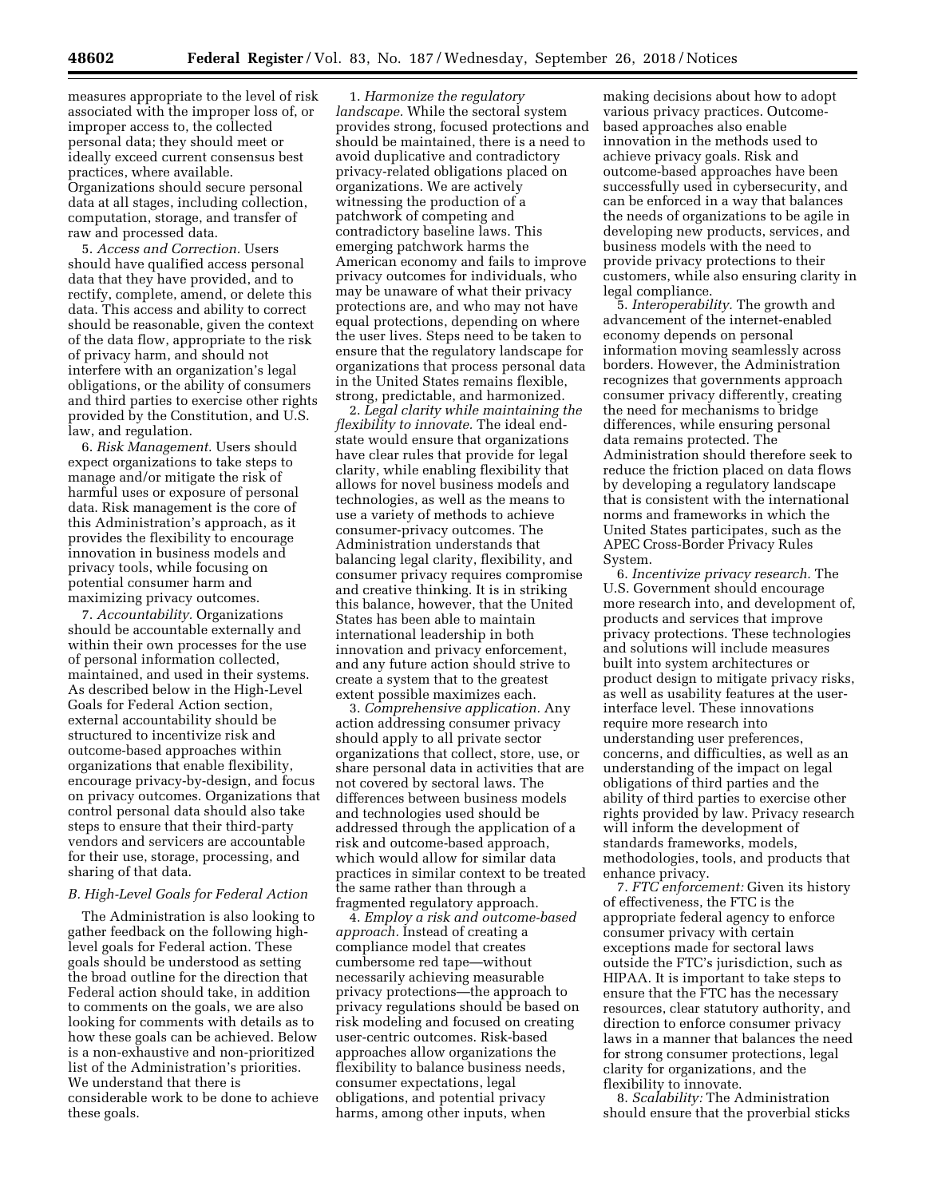measures appropriate to the level of risk associated with the improper loss of, or improper access to, the collected personal data; they should meet or ideally exceed current consensus best practices, where available. Organizations should secure personal data at all stages, including collection, computation, storage, and transfer of raw and processed data.

5. *Access and Correction.* Users should have qualified access personal data that they have provided, and to rectify, complete, amend, or delete this data. This access and ability to correct should be reasonable, given the context of the data flow, appropriate to the risk of privacy harm, and should not interfere with an organization's legal obligations, or the ability of consumers and third parties to exercise other rights provided by the Constitution, and U.S. law, and regulation.

6. *Risk Management.* Users should expect organizations to take steps to manage and/or mitigate the risk of harmful uses or exposure of personal data. Risk management is the core of this Administration's approach, as it provides the flexibility to encourage innovation in business models and privacy tools, while focusing on potential consumer harm and maximizing privacy outcomes.

7. *Accountability.* Organizations should be accountable externally and within their own processes for the use of personal information collected, maintained, and used in their systems. As described below in the High-Level Goals for Federal Action section, external accountability should be structured to incentivize risk and outcome-based approaches within organizations that enable flexibility, encourage privacy-by-design, and focus on privacy outcomes. Organizations that control personal data should also take steps to ensure that their third-party vendors and servicers are accountable for their use, storage, processing, and sharing of that data.

### *B. High-Level Goals for Federal Action*

The Administration is also looking to gather feedback on the following high-level goals for Federal action. These goals should be understood as setting the broad outline for the direction that Federal action should take, in addition to comments on the goals, we are also looking for comments with details as to how these goals can be achieved. Below is a non-exhaustive and non-prioritized list of the Administration's priorities. We understand that there is considerable work to be done to achieve these goals.

1. *Harmonize the regulatory landscape.* While the sectoral system provides strong, focused protections and should be maintained, there is a need to avoid duplicative and contradictory privacy-related obligations placed on organizations. We are actively witnessing the production of a patchwork of competing and contradictory baseline laws. This emerging patchwork harms the American economy and fails to improve privacy outcomes for individuals, who may be unaware of what their privacy protections are, and who may not have equal protections, depending on where the user lives. Steps need to be taken to ensure that the regulatory landscape for organizations that process personal data in the United States remains flexible, strong, predictable, and harmonized.

2. *Legal clarity while maintaining the flexibility to innovate.* The ideal end-state would ensure that organizations have clear rules that provide for legal clarity, while enabling flexibility that allows for novel business models and technologies, as well as the means to use a variety of methods to achieve consumer-privacy outcomes. The Administration understands that balancing legal clarity, flexibility, and consumer privacy requires compromise and creative thinking. It is in striking this balance, however, that the United States has been able to maintain international leadership in both innovation and privacy enforcement, and any future action should strive to create a system that to the greatest extent possible maximizes each.

3. *Comprehensive application.* Any action addressing consumer privacy should apply to all private sector organizations that collect, store, use, or share personal data in activities that are not covered by sectoral laws. The differences between business models and technologies used should be addressed through the application of a risk and outcome-based approach, which would allow for similar data practices in similar context to be treated the same rather than through a fragmented regulatory approach.

4. *Employ a risk and outcome-based approach.* Instead of creating a compliance model that creates cumbersome red tape—without necessarily achieving measurable privacy protections—the approach to privacy regulations should be based on risk modeling and focused on creating user-centric outcomes. Risk-based approaches allow organizations the flexibility to balance business needs, consumer expectations, legal obligations, and potential privacy harms, among other inputs, when making decisions about how to adopt various privacy practices. Outcome-based approaches also enable innovation in the methods used to achieve privacy goals. Risk and outcome-based approaches have been successfully used in cybersecurity, and can be enforced in a way that balances the needs of organizations to be agile in developing new products, services, and business models with the need to provide privacy protections to their customers, while also ensuring clarity in legal compliance.

5. *Interoperability.* The growth and advancement of the internet-enabled economy depends on personal information moving seamlessly across borders. However, the Administration recognizes that governments approach consumer privacy differently, creating the need for mechanisms to bridge differences, while ensuring personal data remains protected. The Administration should therefore seek to reduce the friction placed on data flows by developing a regulatory landscape that is consistent with the international norms and frameworks in which the United States participates, such as the APEC Cross-Border Privacy Rules System.

6. *Incentivize privacy research.* The U.S. Government should encourage more research into, and development of, products and services that improve privacy protections. These technologies and solutions will include measures built into system architectures or product design to mitigate privacy risks, as well as usability features at the user-interface level. These innovations require more research into understanding user preferences, concerns, and difficulties, as well as an understanding of the impact on legal obligations of third parties and the ability of third parties to exercise other rights provided by law. Privacy research will inform the development of standards frameworks, models, methodologies, tools, and products that enhance privacy.

7. *FTC enforcement:* Given its history of effectiveness, the FTC is the appropriate federal agency to enforce consumer privacy with certain exceptions made for sectoral laws outside the FTC's jurisdiction, such as HIPAA. It is important to take steps to ensure that the FTC has the necessary resources, clear statutory authority, and direction to enforce consumer privacy laws in a manner that balances the need for strong consumer protections, legal clarity for organizations, and the flexibility to innovate.

8. *Scalability:* The Administration should ensure that the proverbial sticks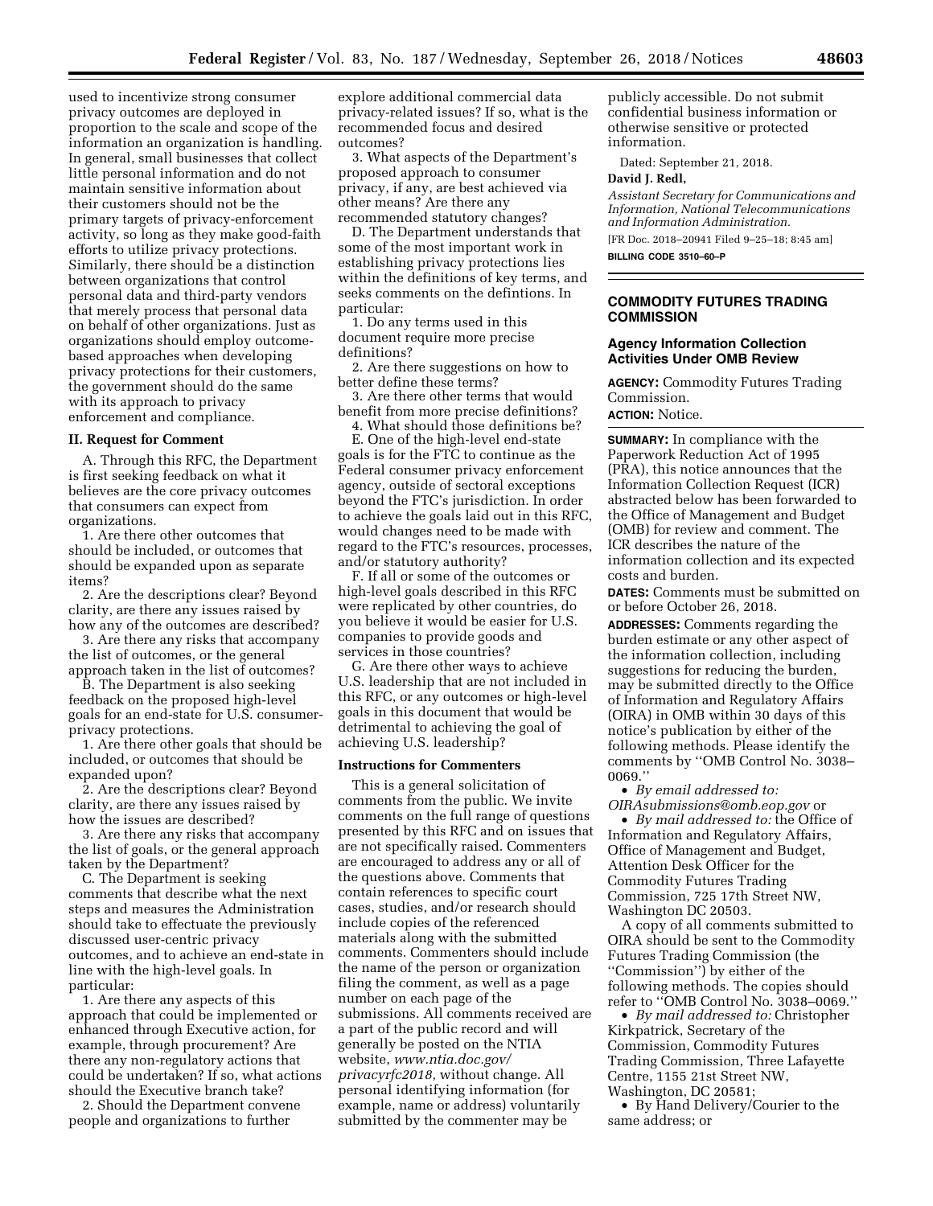used to incentivize strong consumer privacy outcomes are deployed in proportion to the scale and scope of the information an organization is handling. In general, small businesses that collect little personal information and do not maintain sensitive information about their customers should not be the primary targets of privacy-enforcement activity, so long as they make good-faith efforts to utilize privacy protections. Similarly, there should be a distinction between organizations that control personal data and third-party vendors that merely process that personal data on behalf of other organizations. Just as organizations should employ outcome-based approaches when developing privacy protections for their customers, the government should do the same with its approach to privacy enforcement and compliance.

## II. Request for Comment

A. Through this RFC, the Department is first seeking feedback on what it believes are the core privacy outcomes that consumers can expect from organizations.

1. Are there other outcomes that should be included, or outcomes that should be expanded upon as separate items?

2. Are the descriptions clear? Beyond clarity, are there any issues raised by how any of the outcomes are described?

3. Are there any risks that accompany the list of outcomes, or the general approach taken in the list of outcomes?

B. The Department is also seeking feedback on the proposed high-level goals for an end-state for U.S. consumer-privacy protections.

1. Are there other goals that should be included, or outcomes that should be expanded upon?

2. Are the descriptions clear? Beyond clarity, are there any issues raised by how the issues are described?

3. Are there any risks that accompany the list of goals, or the general approach taken by the Department?

C. The Department is seeking comments that describe what the next steps and measures the Administration should take to effectuate the previously discussed user-centric privacy outcomes, and to achieve an end-state in line with the high-level goals. In particular:

1. Are there any aspects of this approach that could be implemented or enhanced through Executive action, for example, through procurement? Are there any non-regulatory actions that could be undertaken? If so, what actions should the Executive branch take?

2. Should the Department convene people and organizations to further explore additional commercial data privacy-related issues? If so, what is the recommended focus and desired outcomes?

3. What aspects of the Department's proposed approach to consumer privacy, if any, are best achieved via other means? Are there any recommended statutory changes?

D. The Department understands that some of the most important work in establishing privacy protections lies within the definitions of key terms, and seeks comments on the defintions. In particular:

1. Do any terms used in this document require more precise definitions?

2. Are there suggestions on how to better define these terms?

3. Are there other terms that would benefit from more precise definitions?

4. What should those definitions be?

E. One of the high-level end-state goals is for the FTC to continue as the Federal consumer privacy enforcement agency, outside of sectoral exceptions beyond the FTC's jurisdiction. In order to achieve the goals laid out in this RFC, would changes need to be made with regard to the FTC's resources, processes, and/or statutory authority?

F. If all or some of the outcomes or high-level goals described in this RFC were replicated by other countries, do you believe it would be easier for U.S. companies to provide goods and services in those countries?

G. Are there other ways to achieve U.S. leadership that are not included in this RFC, or any outcomes or high-level goals in this document that would be detrimental to achieving the goal of achieving U.S. leadership?

### Instructions for Commenters

This is a general solicitation of comments from the public. We invite comments on the full range of questions presented by this RFC and on issues that are not specifically raised. Commenters are encouraged to address any or all of the questions above. Comments that contain references to specific court cases, studies, and/or research should include copies of the referenced materials along with the submitted comments. Commenters should include the name of the person or organization filing the comment, as well as a page number on each page of the submissions. All comments received are a part of the public record and will generally be posted on the NTIA website, *www.ntia.doc.gov/privacyrfc2018,* without change. All personal identifying information (for example, name or address) voluntarily submitted by the commenter may be publicly accessible. Do not submit confidential business information or otherwise sensitive or protected information.

Dated: September 21, 2018.

**David J. Redl,**

*Assistant Secretary for Communications and Information, National Telecommunications and Information Administration.*

[FR Doc. 2018–20941 Filed 9–25–18; 8:45 am]

**BILLING CODE 3510–60–P**

---

## COMMODITY FUTURES TRADING COMMISSION

### Agency Information Collection Activities Under OMB Review

**AGENCY:** Commodity Futures Trading Commission.

**ACTION:** Notice.

**SUMMARY:** In compliance with the Paperwork Reduction Act of 1995 (PRA), this notice announces that the Information Collection Request (ICR) abstracted below has been forwarded to the Office of Management and Budget (OMB) for review and comment. The ICR describes the nature of the information collection and its expected costs and burden.

**DATES:** Comments must be submitted on or before October 26, 2018.

**ADDRESSES:** Comments regarding the burden estimate or any other aspect of the information collection, including suggestions for reducing the burden, may be submitted directly to the Office of Information and Regulatory Affairs (OIRA) in OMB within 30 days of this notice's publication by either of the following methods. Please identify the comments by ''OMB Control No. 3038–0069.''

- *By email addressed to: OIRAsubmissions@omb.eop.gov* or
- *By mail addressed to:* the Office of Information and Regulatory Affairs, Office of Management and Budget, Attention Desk Officer for the Commodity Futures Trading Commission, 725 17th Street NW, Washington DC 20503.

A copy of all comments submitted to OIRA should be sent to the Commodity Futures Trading Commission (the ''Commission'') by either of the following methods. The copies should refer to ''OMB Control No. 3038–0069.''

- *By mail addressed to:* Christopher Kirkpatrick, Secretary of the Commission, Commodity Futures Trading Commission, Three Lafayette Centre, 1155 21st Street NW, Washington, DC 20581;
- By Hand Delivery/Courier to the same address; or